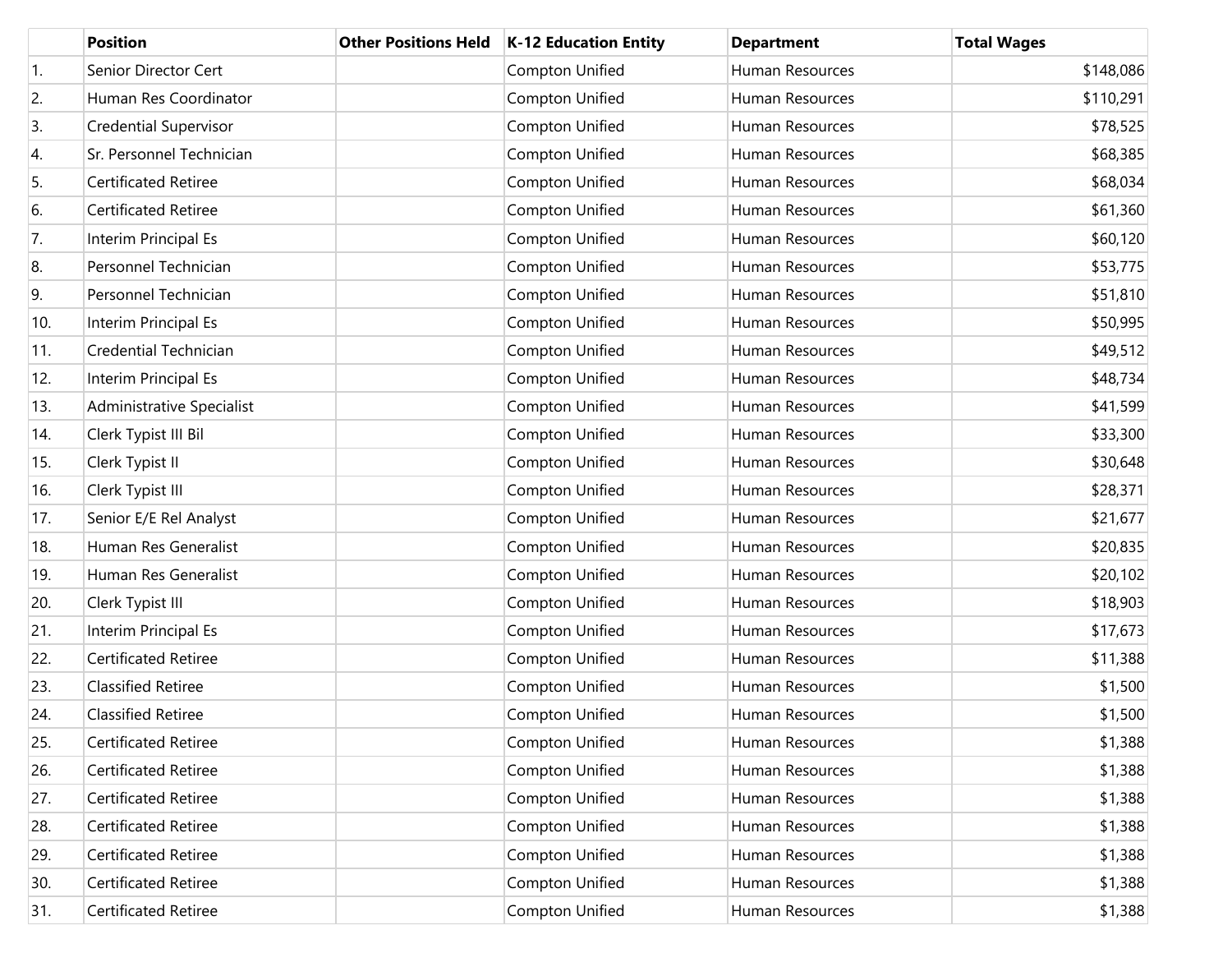| | Position | Other Positions Held | K-12 Education Entity | Department | Total Wages |
|---|---|---|---|---|---|
| 1. | Senior Director Cert | | Compton Unified | Human Resources | $148,086 |
| 2. | Human Res Coordinator | | Compton Unified | Human Resources | $110,291 |
| 3. | Credential Supervisor | | Compton Unified | Human Resources | $78,525 |
| 4. | Sr. Personnel Technician | | Compton Unified | Human Resources | $68,385 |
| 5. | Certificated Retiree | | Compton Unified | Human Resources | $68,034 |
| 6. | Certificated Retiree | | Compton Unified | Human Resources | $61,360 |
| 7. | Interim Principal Es | | Compton Unified | Human Resources | $60,120 |
| 8. | Personnel Technician | | Compton Unified | Human Resources | $53,775 |
| 9. | Personnel Technician | | Compton Unified | Human Resources | $51,810 |
| 10. | Interim Principal Es | | Compton Unified | Human Resources | $50,995 |
| 11. | Credential Technician | | Compton Unified | Human Resources | $49,512 |
| 12. | Interim Principal Es | | Compton Unified | Human Resources | $48,734 |
| 13. | Administrative Specialist | | Compton Unified | Human Resources | $41,599 |
| 14. | Clerk Typist III Bil | | Compton Unified | Human Resources | $33,300 |
| 15. | Clerk Typist II | | Compton Unified | Human Resources | $30,648 |
| 16. | Clerk Typist III | | Compton Unified | Human Resources | $28,371 |
| 17. | Senior E/E Rel Analyst | | Compton Unified | Human Resources | $21,677 |
| 18. | Human Res Generalist | | Compton Unified | Human Resources | $20,835 |
| 19. | Human Res Generalist | | Compton Unified | Human Resources | $20,102 |
| 20. | Clerk Typist III | | Compton Unified | Human Resources | $18,903 |
| 21. | Interim Principal Es | | Compton Unified | Human Resources | $17,673 |
| 22. | Certificated Retiree | | Compton Unified | Human Resources | $11,388 |
| 23. | Classified Retiree | | Compton Unified | Human Resources | $1,500 |
| 24. | Classified Retiree | | Compton Unified | Human Resources | $1,500 |
| 25. | Certificated Retiree | | Compton Unified | Human Resources | $1,388 |
| 26. | Certificated Retiree | | Compton Unified | Human Resources | $1,388 |
| 27. | Certificated Retiree | | Compton Unified | Human Resources | $1,388 |
| 28. | Certificated Retiree | | Compton Unified | Human Resources | $1,388 |
| 29. | Certificated Retiree | | Compton Unified | Human Resources | $1,388 |
| 30. | Certificated Retiree | | Compton Unified | Human Resources | $1,388 |
| 31. | Certificated Retiree | | Compton Unified | Human Resources | $1,388 |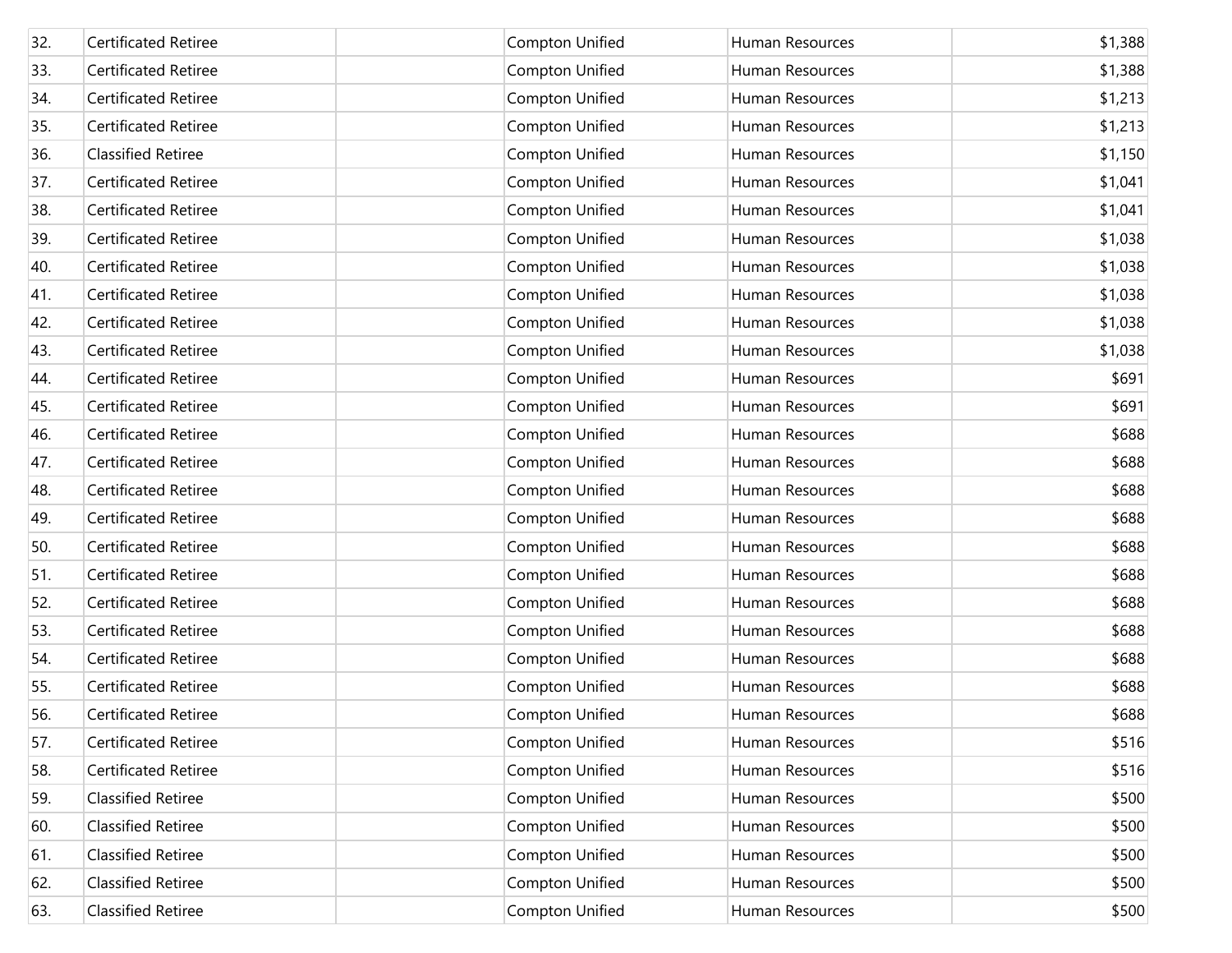| | | | | | |
|---|---|---|---|---|---|
| 32. | Certificated Retiree | | Compton Unified | Human Resources | $1,388 |
| 33. | Certificated Retiree | | Compton Unified | Human Resources | $1,388 |
| 34. | Certificated Retiree | | Compton Unified | Human Resources | $1,213 |
| 35. | Certificated Retiree | | Compton Unified | Human Resources | $1,213 |
| 36. | Classified Retiree | | Compton Unified | Human Resources | $1,150 |
| 37. | Certificated Retiree | | Compton Unified | Human Resources | $1,041 |
| 38. | Certificated Retiree | | Compton Unified | Human Resources | $1,041 |
| 39. | Certificated Retiree | | Compton Unified | Human Resources | $1,038 |
| 40. | Certificated Retiree | | Compton Unified | Human Resources | $1,038 |
| 41. | Certificated Retiree | | Compton Unified | Human Resources | $1,038 |
| 42. | Certificated Retiree | | Compton Unified | Human Resources | $1,038 |
| 43. | Certificated Retiree | | Compton Unified | Human Resources | $1,038 |
| 44. | Certificated Retiree | | Compton Unified | Human Resources | $691 |
| 45. | Certificated Retiree | | Compton Unified | Human Resources | $691 |
| 46. | Certificated Retiree | | Compton Unified | Human Resources | $688 |
| 47. | Certificated Retiree | | Compton Unified | Human Resources | $688 |
| 48. | Certificated Retiree | | Compton Unified | Human Resources | $688 |
| 49. | Certificated Retiree | | Compton Unified | Human Resources | $688 |
| 50. | Certificated Retiree | | Compton Unified | Human Resources | $688 |
| 51. | Certificated Retiree | | Compton Unified | Human Resources | $688 |
| 52. | Certificated Retiree | | Compton Unified | Human Resources | $688 |
| 53. | Certificated Retiree | | Compton Unified | Human Resources | $688 |
| 54. | Certificated Retiree | | Compton Unified | Human Resources | $688 |
| 55. | Certificated Retiree | | Compton Unified | Human Resources | $688 |
| 56. | Certificated Retiree | | Compton Unified | Human Resources | $688 |
| 57. | Certificated Retiree | | Compton Unified | Human Resources | $516 |
| 58. | Certificated Retiree | | Compton Unified | Human Resources | $516 |
| 59. | Classified Retiree | | Compton Unified | Human Resources | $500 |
| 60. | Classified Retiree | | Compton Unified | Human Resources | $500 |
| 61. | Classified Retiree | | Compton Unified | Human Resources | $500 |
| 62. | Classified Retiree | | Compton Unified | Human Resources | $500 |
| 63. | Classified Retiree | | Compton Unified | Human Resources | $500 |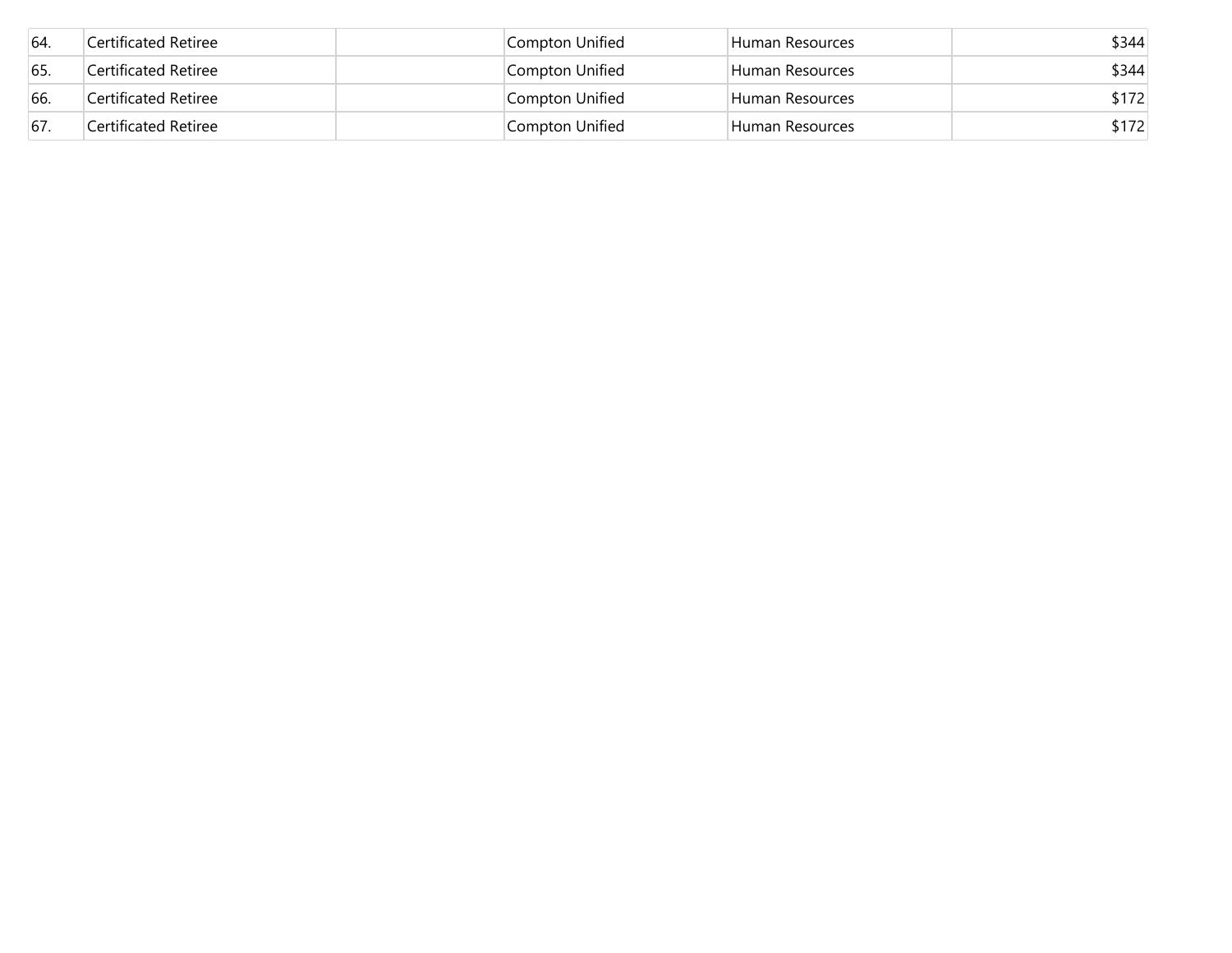| | | | | | |
|---|---|---|---|---|---|
| 64. | Certificated Retiree | | Compton Unified | Human Resources | $344 |
| 65. | Certificated Retiree | | Compton Unified | Human Resources | $344 |
| 66. | Certificated Retiree | | Compton Unified | Human Resources | $172 |
| 67. | Certificated Retiree | | Compton Unified | Human Resources | $172 |